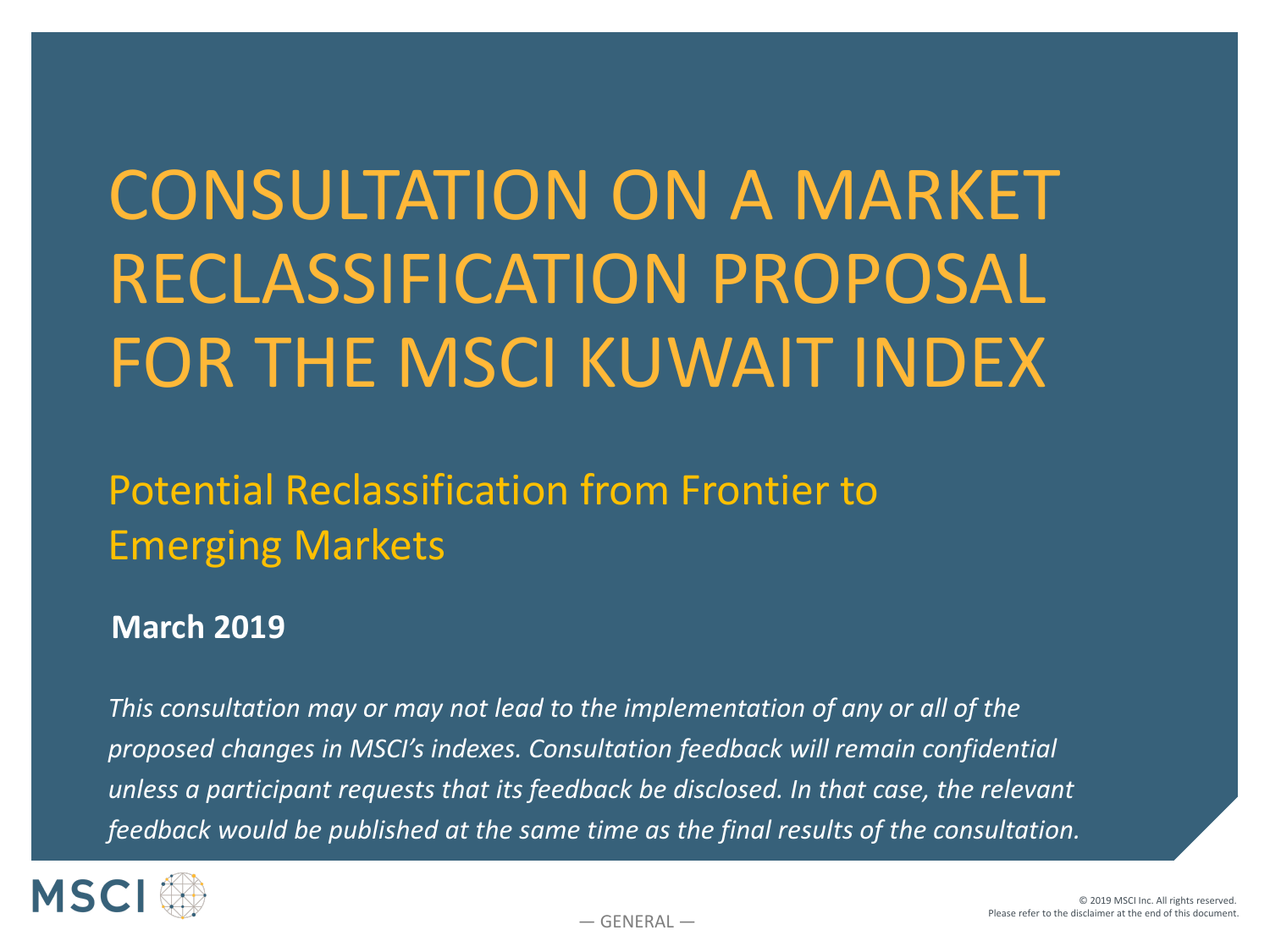# CONSULTATION ON A MARKET RECLASSIFICATION PROPOSAL FOR THE MSCI KUWAIT INDEX

## Potential Reclassification from Frontier to Emerging Markets

**March 2019**

*This consultation may or may not lead to the implementation of any or all of the proposed changes in MSCI's indexes. Consultation feedback will remain confidential unless a participant requests that its feedback be disclosed. In that case, the relevant feedback would be published at the same time as the final results of the consultation.*

— GENERAL —

© 2019 MSCI Inc. All rights reserved.
Please refer to the disclaimer at the end of this document.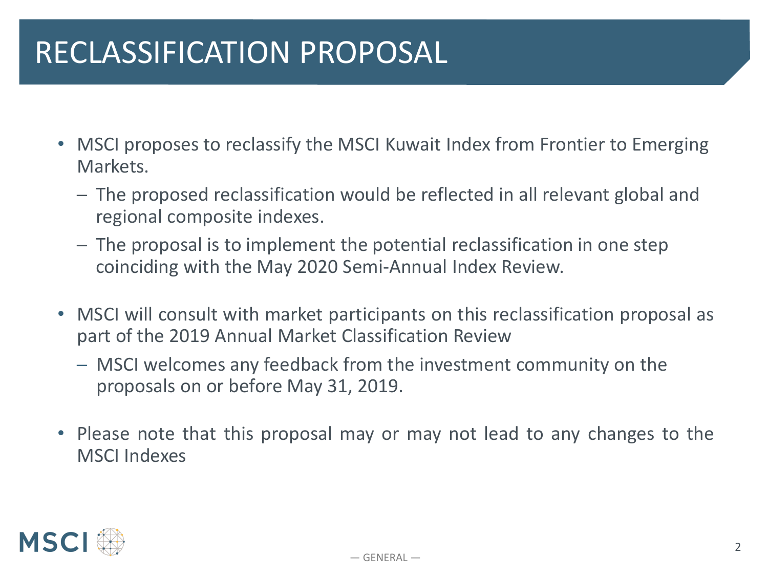# RECLASSIFICATION PROPOSAL

- MSCI proposes to reclassify the MSCI Kuwait Index from Frontier to Emerging Markets.
  - The proposed reclassification would be reflected in all relevant global and regional composite indexes.
  - The proposal is to implement the potential reclassification in one step coinciding with the May 2020 Semi-Annual Index Review.
- MSCI will consult with market participants on this reclassification proposal as part of the 2019 Annual Market Classification Review
  - MSCI welcomes any feedback from the investment community on the proposals on or before May 31, 2019.
- Please note that this proposal may or may not lead to any changes to the MSCI Indexes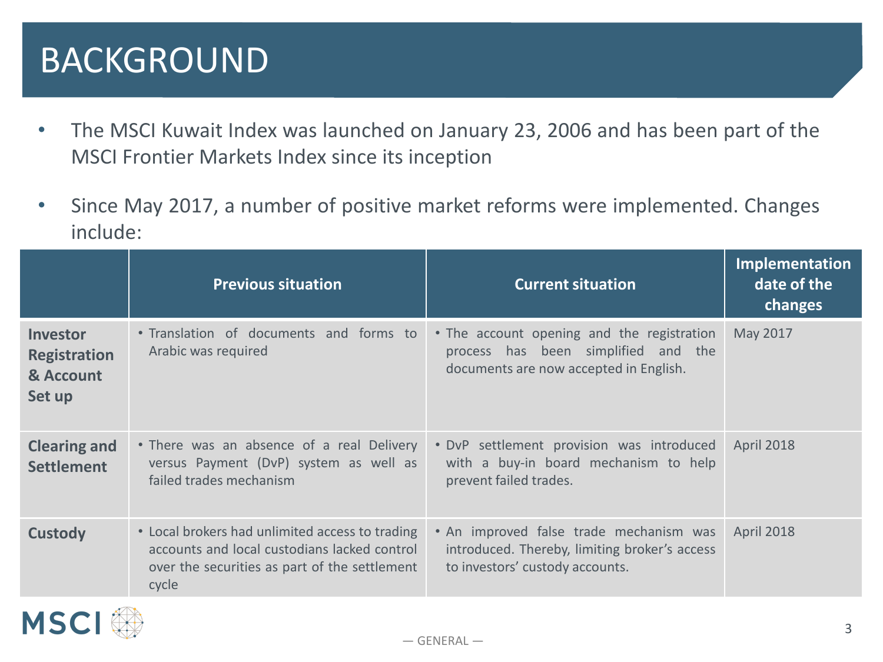# BACKGROUND

- The MSCI Kuwait Index was launched on January 23, 2006 and has been part of the MSCI Frontier Markets Index since its inception
- Since May 2017, a number of positive market reforms were implemented. Changes include:

| | Previous situation | Current situation | Implementation date of the changes |
|---|---|---|---|
| **Investor Registration & Account Set up** | • Translation of documents and forms to Arabic was required | • The account opening and the registration process has been simplified and the documents are now accepted in English. | May 2017 |
| **Clearing and Settlement** | • There was an absence of a real Delivery versus Payment (DvP) system as well as failed trades mechanism | • DvP settlement provision was introduced with a buy-in board mechanism to help prevent failed trades. | April 2018 |
| **Custody** | • Local brokers had unlimited access to trading accounts and local custodians lacked control over the securities as part of the settlement cycle | • An improved false trade mechanism was introduced. Thereby, limiting broker's access to investors' custody accounts. | April 2018 |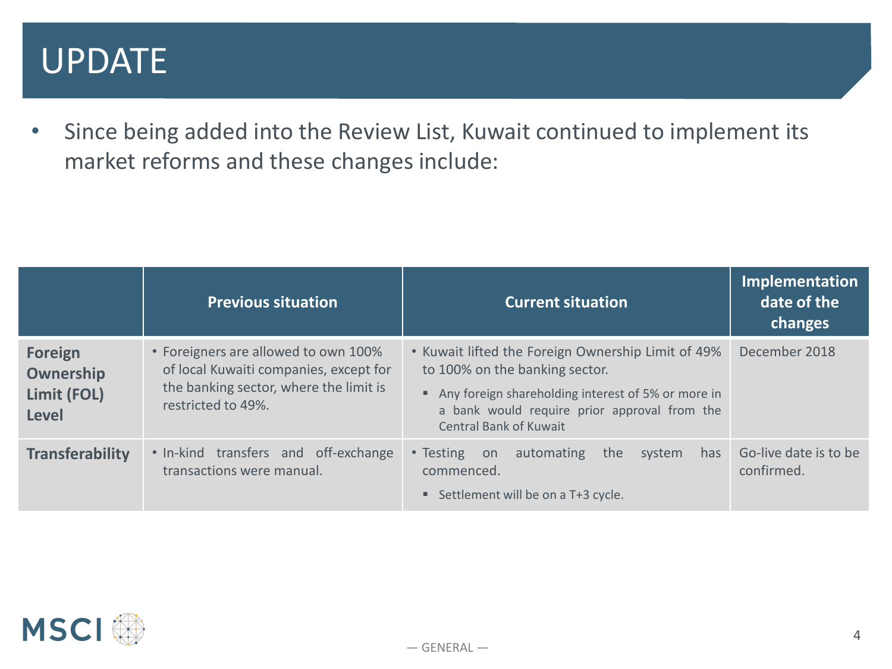# UPDATE

- Since being added into the Review List, Kuwait continued to implement its market reforms and these changes include:

| | Previous situation | Current situation | Implementation date of the changes |
|---|---|---|---|
| **Foreign Ownership Limit (FOL) Level** | • Foreigners are allowed to own 100% of local Kuwaiti companies, except for the banking sector, where the limit is restricted to 49%. | • Kuwait lifted the Foreign Ownership Limit of 49% to 100% on the banking sector.<br>▪ Any foreign shareholding interest of 5% or more in a bank would require prior approval from the Central Bank of Kuwait | December 2018 |
| **Transferability** | • In-kind transfers and off-exchange transactions were manual. | • Testing on automating the system has commenced.<br>▪ Settlement will be on a T+3 cycle. | Go-live date is to be confirmed. |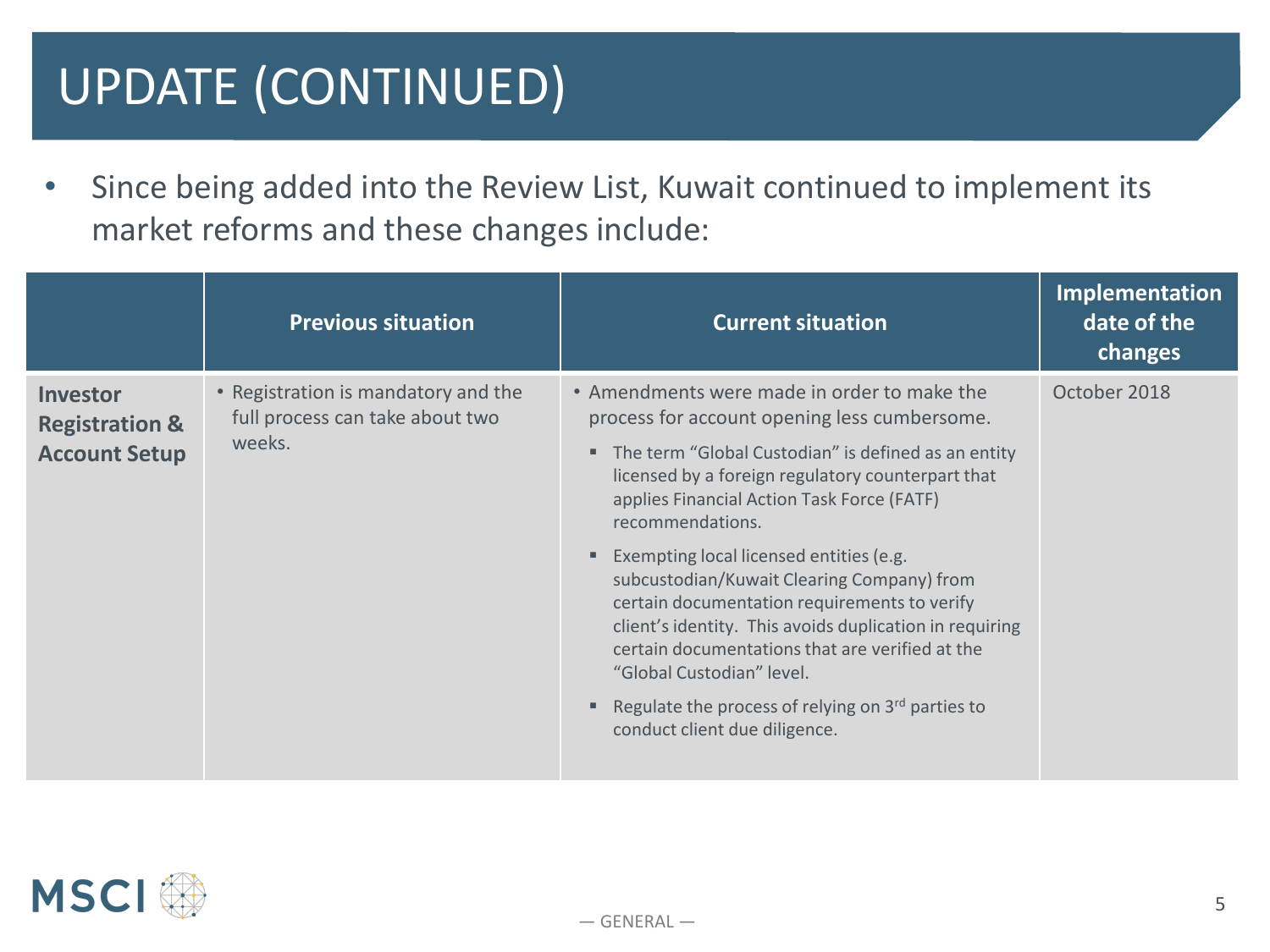# UPDATE (CONTINUED)

- Since being added into the Review List, Kuwait continued to implement its market reforms and these changes include:

| | Previous situation | Current situation | Implementation date of the changes |
|---|---|---|---|
| **Investor Registration & Account Setup** | • Registration is mandatory and the full process can take about two weeks. | • Amendments were made in order to make the process for account opening less cumbersome.<br>▪ The term "Global Custodian" is defined as an entity licensed by a foreign regulatory counterpart that applies Financial Action Task Force (FATF) recommendations.<br>▪ Exempting local licensed entities (e.g. subcustodian/Kuwait Clearing Company) from certain documentation requirements to verify client's identity. This avoids duplication in requiring certain documentations that are verified at the "Global Custodian" level.<br>▪ Regulate the process of relying on 3rd parties to conduct client due diligence. | October 2018 |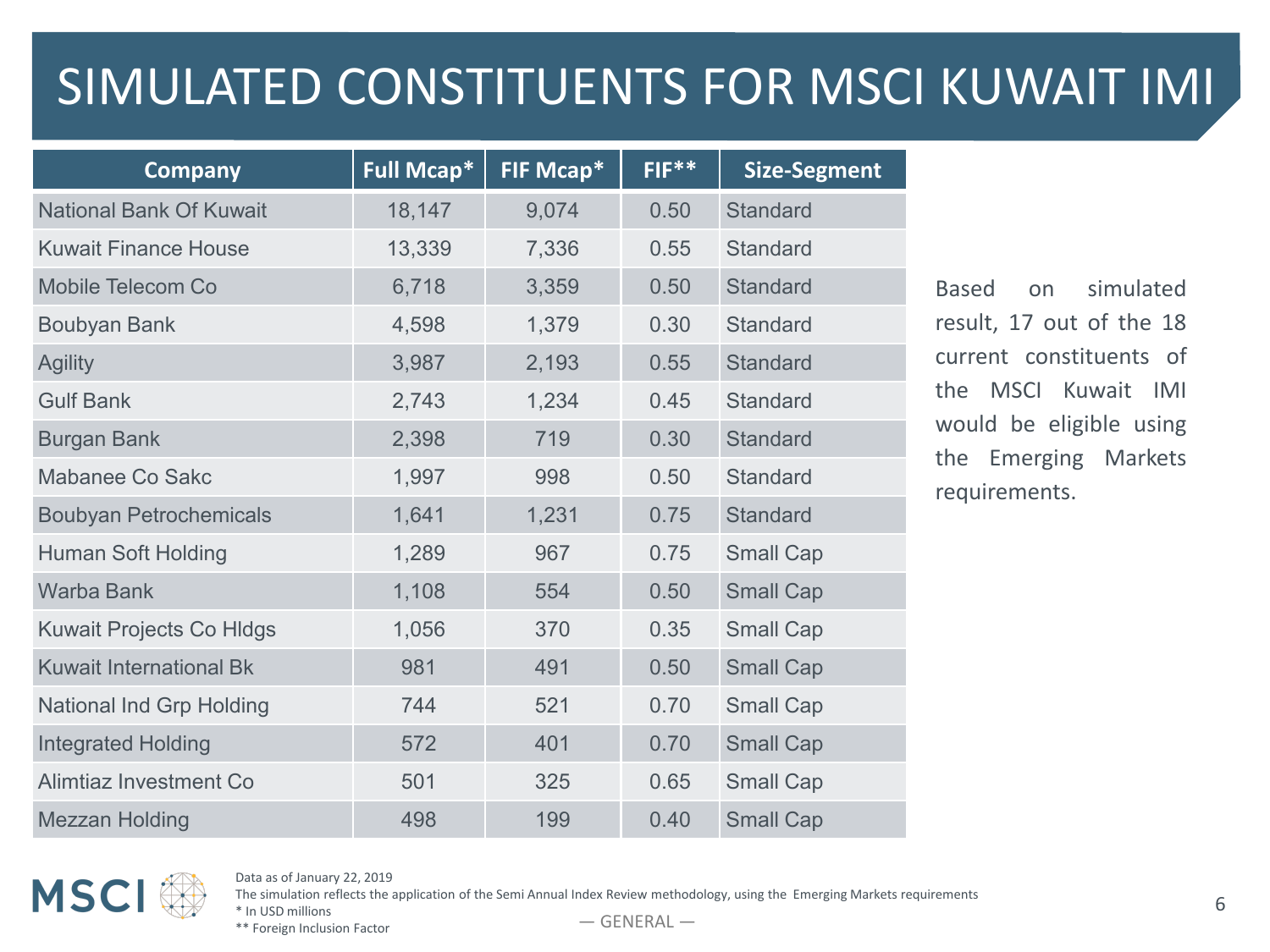# SIMULATED CONSTITUENTS FOR MSCI KUWAIT IMI

| Company | Full Mcap* | FIF Mcap* | FIF** | Size-Segment |
|---|---|---|---|---|
| National Bank Of Kuwait | 18,147 | 9,074 | 0.50 | Standard |
| Kuwait Finance House | 13,339 | 7,336 | 0.55 | Standard |
| Mobile Telecom Co | 6,718 | 3,359 | 0.50 | Standard |
| Boubyan Bank | 4,598 | 1,379 | 0.30 | Standard |
| Agility | 3,987 | 2,193 | 0.55 | Standard |
| Gulf Bank | 2,743 | 1,234 | 0.45 | Standard |
| Burgan Bank | 2,398 | 719 | 0.30 | Standard |
| Mabanee Co Sakc | 1,997 | 998 | 0.50 | Standard |
| Boubyan Petrochemicals | 1,641 | 1,231 | 0.75 | Standard |
| Human Soft Holding | 1,289 | 967 | 0.75 | Small Cap |
| Warba Bank | 1,108 | 554 | 0.50 | Small Cap |
| Kuwait Projects Co Hldgs | 1,056 | 370 | 0.35 | Small Cap |
| Kuwait International Bk | 981 | 491 | 0.50 | Small Cap |
| National Ind Grp Holding | 744 | 521 | 0.70 | Small Cap |
| Integrated Holding | 572 | 401 | 0.70 | Small Cap |
| Alimtiaz Investment Co | 501 | 325 | 0.65 | Small Cap |
| Mezzan Holding | 498 | 199 | 0.40 | Small Cap |

Based on simulated result, 17 out of the 18 current constituents of the MSCI Kuwait IMI would be eligible using the Emerging Markets requirements.

Data as of January 22, 2019
The simulation reflects the application of the Semi Annual Index Review methodology, using the Emerging Markets requirements
* In USD millions
** Foreign Inclusion Factor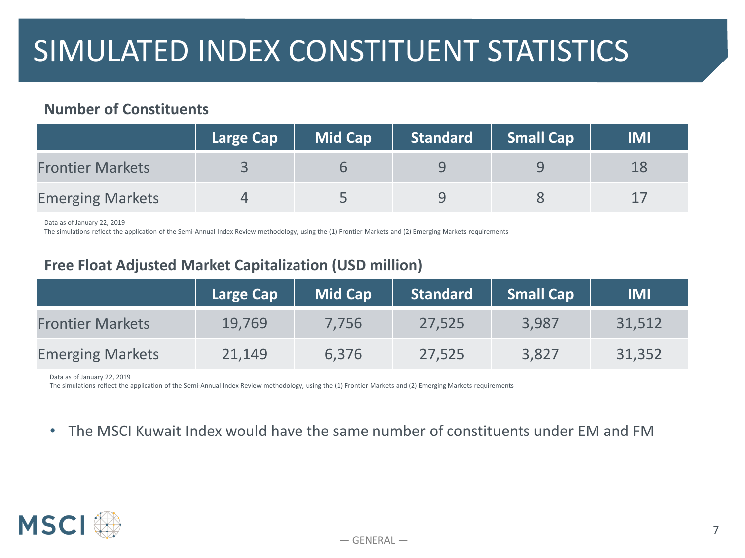# SIMULATED INDEX CONSTITUENT STATISTICS

## Number of Constituents

| | Large Cap | Mid Cap | Standard | Small Cap | IMI |
|---|---|---|---|---|---|
| Frontier Markets | 3 | 6 | 9 | 9 | 18 |
| Emerging Markets | 4 | 5 | 9 | 8 | 17 |

Data as of January 22, 2019
The simulations reflect the application of the Semi-Annual Index Review methodology, using the (1) Frontier Markets and (2) Emerging Markets requirements

## Free Float Adjusted Market Capitalization (USD million)

| | Large Cap | Mid Cap | Standard | Small Cap | IMI |
|---|---|---|---|---|---|
| Frontier Markets | 19,769 | 7,756 | 27,525 | 3,987 | 31,512 |
| Emerging Markets | 21,149 | 6,376 | 27,525 | 3,827 | 31,352 |

Data as of January 22, 2019
The simulations reflect the application of the Semi-Annual Index Review methodology, using the (1) Frontier Markets and (2) Emerging Markets requirements

- The MSCI Kuwait Index would have the same number of constituents under EM and FM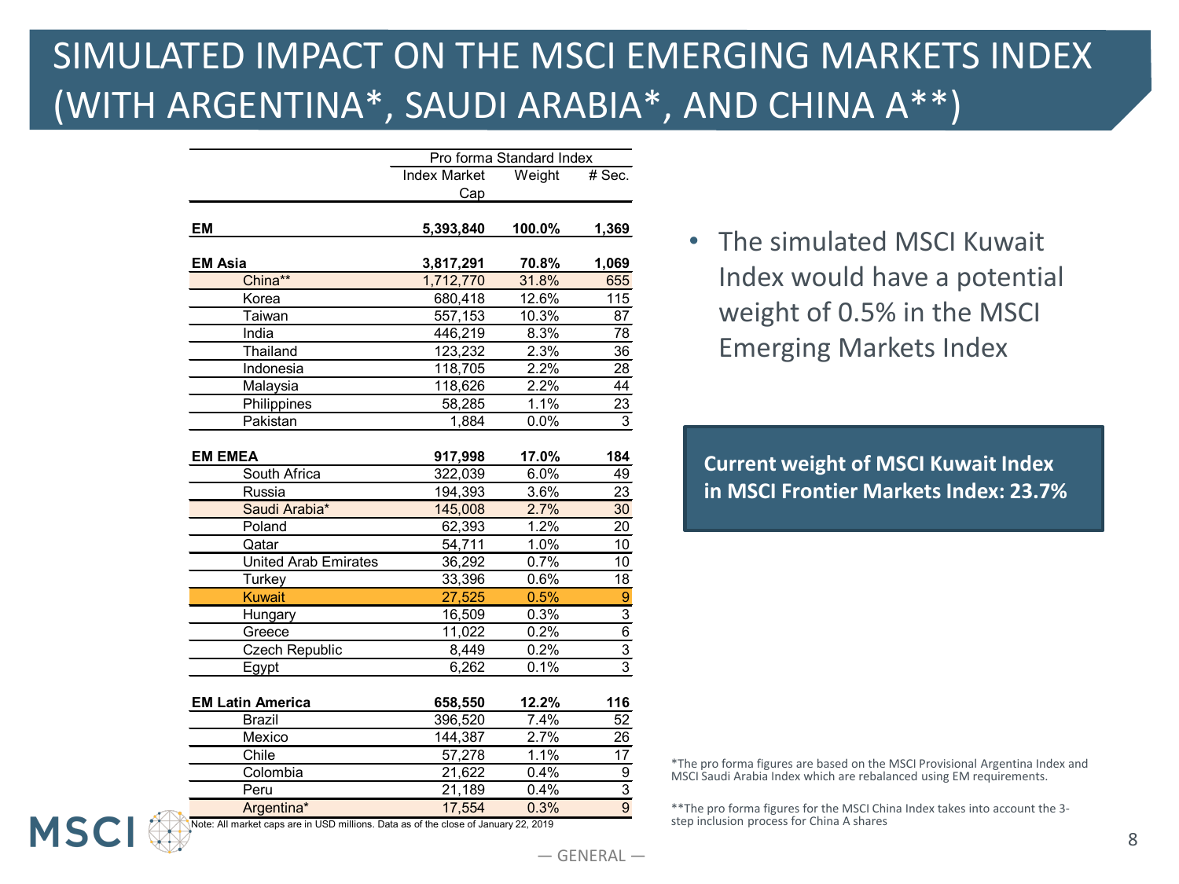# SIMULATED IMPACT ON THE MSCI EMERGING MARKETS INDEX (WITH ARGENTINA*, SAUDI ARABIA*, AND CHINA A**)

| | Pro forma Standard Index | | |
|---|---|---|---|
| | Index Market Cap | Weight | # Sec. |
| **EM** | **5,393,840** | **100.0%** | **1,369** |
| **EM Asia** | **3,817,291** | **70.8%** | **1,069** |
| China** | 1,712,770 | 31.8% | 655 |
| Korea | 680,418 | 12.6% | 115 |
| Taiwan | 557,153 | 10.3% | 87 |
| India | 446,219 | 8.3% | 78 |
| Thailand | 123,232 | 2.3% | 36 |
| Indonesia | 118,705 | 2.2% | 28 |
| Malaysia | 118,626 | 2.2% | 44 |
| Philippines | 58,285 | 1.1% | 23 |
| Pakistan | 1,884 | 0.0% | 3 |
| **EM EMEA** | **917,998** | **17.0%** | **184** |
| South Africa | 322,039 | 6.0% | 49 |
| Russia | 194,393 | 3.6% | 23 |
| Saudi Arabia* | 145,008 | 2.7% | 30 |
| Poland | 62,393 | 1.2% | 20 |
| Qatar | 54,711 | 1.0% | 10 |
| United Arab Emirates | 36,292 | 0.7% | 10 |
| Turkey | 33,396 | 0.6% | 18 |
| Kuwait | 27,525 | 0.5% | 9 |
| Hungary | 16,509 | 0.3% | 3 |
| Greece | 11,022 | 0.2% | 6 |
| Czech Republic | 8,449 | 0.2% | 3 |
| Egypt | 6,262 | 0.1% | 3 |
| **EM Latin America** | **658,550** | **12.2%** | **116** |
| Brazil | 396,520 | 7.4% | 52 |
| Mexico | 144,387 | 2.7% | 26 |
| Chile | 57,278 | 1.1% | 17 |
| Colombia | 21,622 | 0.4% | 9 |
| Peru | 21,189 | 0.4% | 3 |
| Argentina* | 17,554 | 0.3% | 9 |

Note: All market caps are in USD millions. Data as of the close of January 22, 2019

- The simulated MSCI Kuwait Index would have a potential weight of 0.5% in the MSCI Emerging Markets Index

**Current weight of MSCI Kuwait Index in MSCI Frontier Markets Index: 23.7%**

*The pro forma figures are based on the MSCI Provisional Argentina Index and MSCI Saudi Arabia Index which are rebalanced using EM requirements.

**The pro forma figures for the MSCI China Index takes into account the 3-step inclusion process for China A shares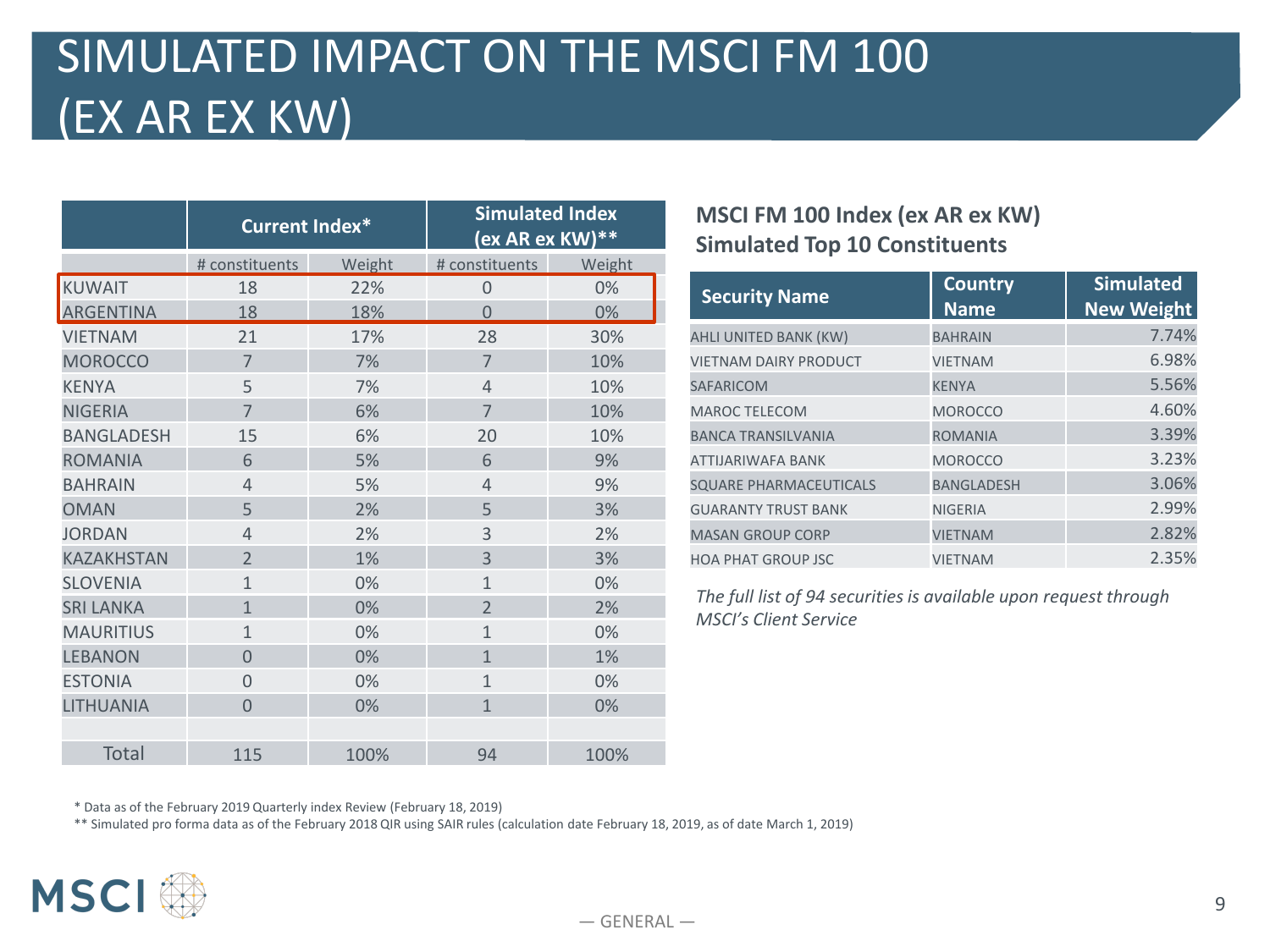# SIMULATED IMPACT ON THE MSCI FM 100 (EX AR EX KW)

| | Current Index* | | Simulated Index (ex AR ex KW)** | |
|---|---|---|---|---|
| | # constituents | Weight | # constituents | Weight |
| KUWAIT | 18 | 22% | 0 | 0% |
| ARGENTINA | 18 | 18% | 0 | 0% |
| VIETNAM | 21 | 17% | 28 | 30% |
| MOROCCO | 7 | 7% | 7 | 10% |
| KENYA | 5 | 7% | 4 | 10% |
| NIGERIA | 7 | 6% | 7 | 10% |
| BANGLADESH | 15 | 6% | 20 | 10% |
| ROMANIA | 6 | 5% | 6 | 9% |
| BAHRAIN | 4 | 5% | 4 | 9% |
| OMAN | 5 | 2% | 5 | 3% |
| JORDAN | 4 | 2% | 3 | 2% |
| KAZAKHSTAN | 2 | 1% | 3 | 3% |
| SLOVENIA | 1 | 0% | 1 | 0% |
| SRI LANKA | 1 | 0% | 2 | 2% |
| MAURITIUS | 1 | 0% | 1 | 0% |
| LEBANON | 0 | 0% | 1 | 1% |
| ESTONIA | 0 | 0% | 1 | 0% |
| LITHUANIA | 0 | 0% | 1 | 0% |
| | | | | |
| Total | 115 | 100% | 94 | 100% |

## MSCI FM 100 Index (ex AR ex KW) Simulated Top 10 Constituents

| Security Name | Country Name | Simulated New Weight |
|---|---|---|
| AHLI UNITED BANK (KW) | BAHRAIN | 7.74% |
| VIETNAM DAIRY PRODUCT | VIETNAM | 6.98% |
| SAFARICOM | KENYA | 5.56% |
| MAROC TELECOM | MOROCCO | 4.60% |
| BANCA TRANSILVANIA | ROMANIA | 3.39% |
| ATTIJARIWAFA BANK | MOROCCO | 3.23% |
| SQUARE PHARMACEUTICALS | BANGLADESH | 3.06% |
| GUARANTY TRUST BANK | NIGERIA | 2.99% |
| MASAN GROUP CORP | VIETNAM | 2.82% |
| HOA PHAT GROUP JSC | VIETNAM | 2.35% |

*The full list of 94 securities is available upon request through MSCI's Client Service*

\* Data as of the February 2019 Quarterly index Review (February 18, 2019)

\*\* Simulated pro forma data as of the February 2018 QIR using SAIR rules (calculation date February 18, 2019, as of date March 1, 2019)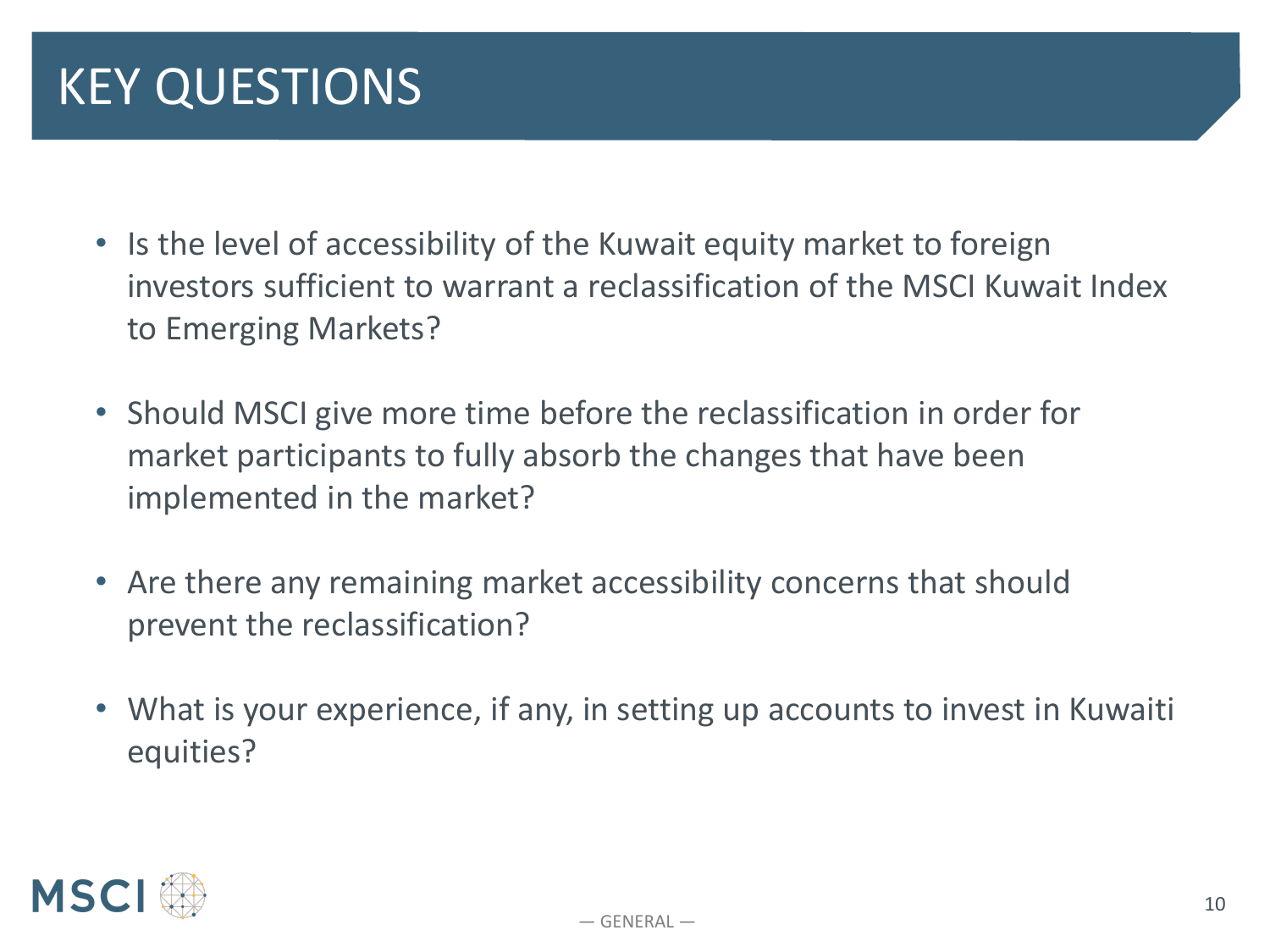# KEY QUESTIONS

- Is the level of accessibility of the Kuwait equity market to foreign investors sufficient to warrant a reclassification of the MSCI Kuwait Index to Emerging Markets?
- Should MSCI give more time before the reclassification in order for market participants to fully absorb the changes that have been implemented in the market?
- Are there any remaining market accessibility concerns that should prevent the reclassification?
- What is your experience, if any, in setting up accounts to invest in Kuwaiti equities?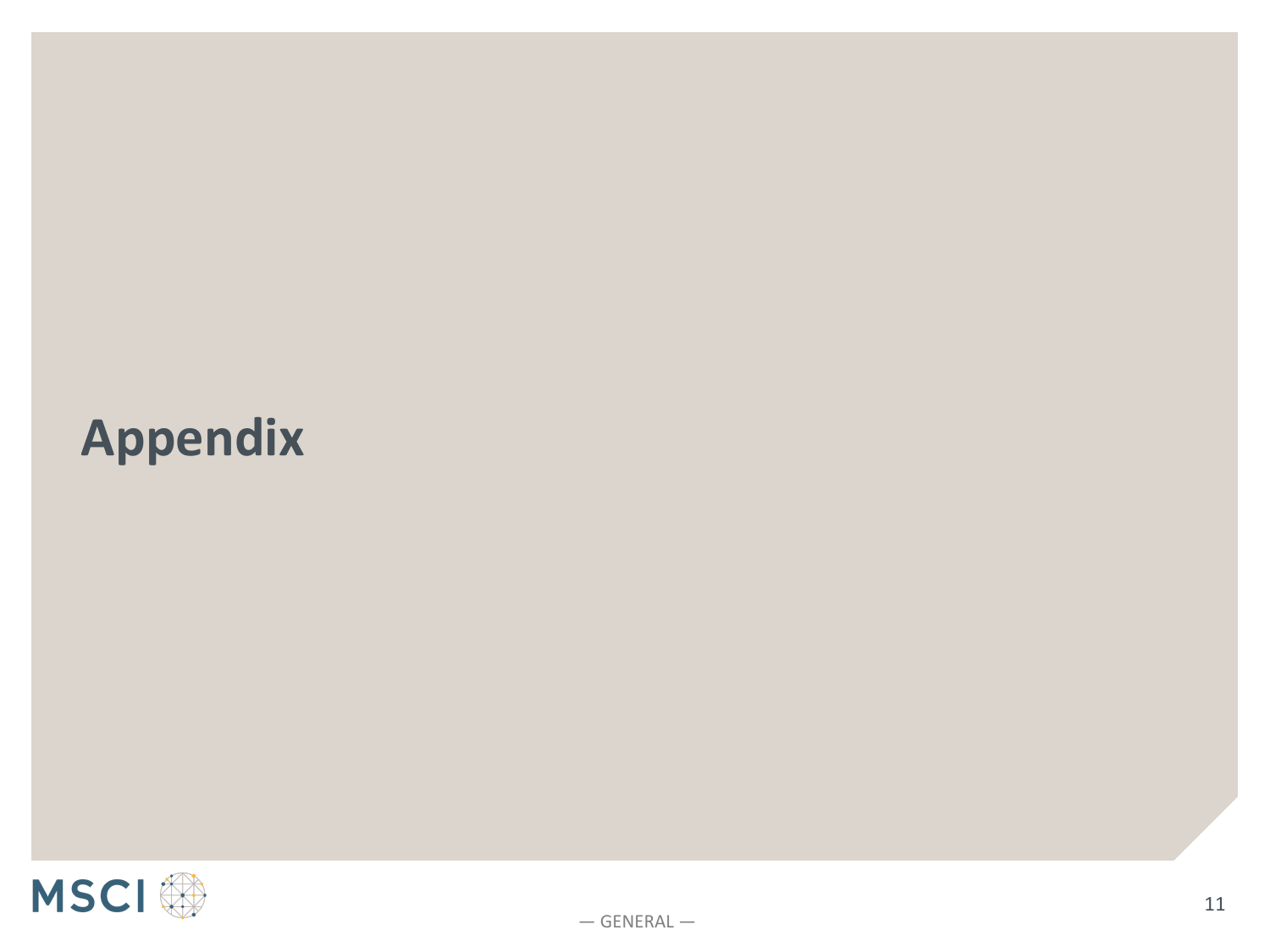# Appendix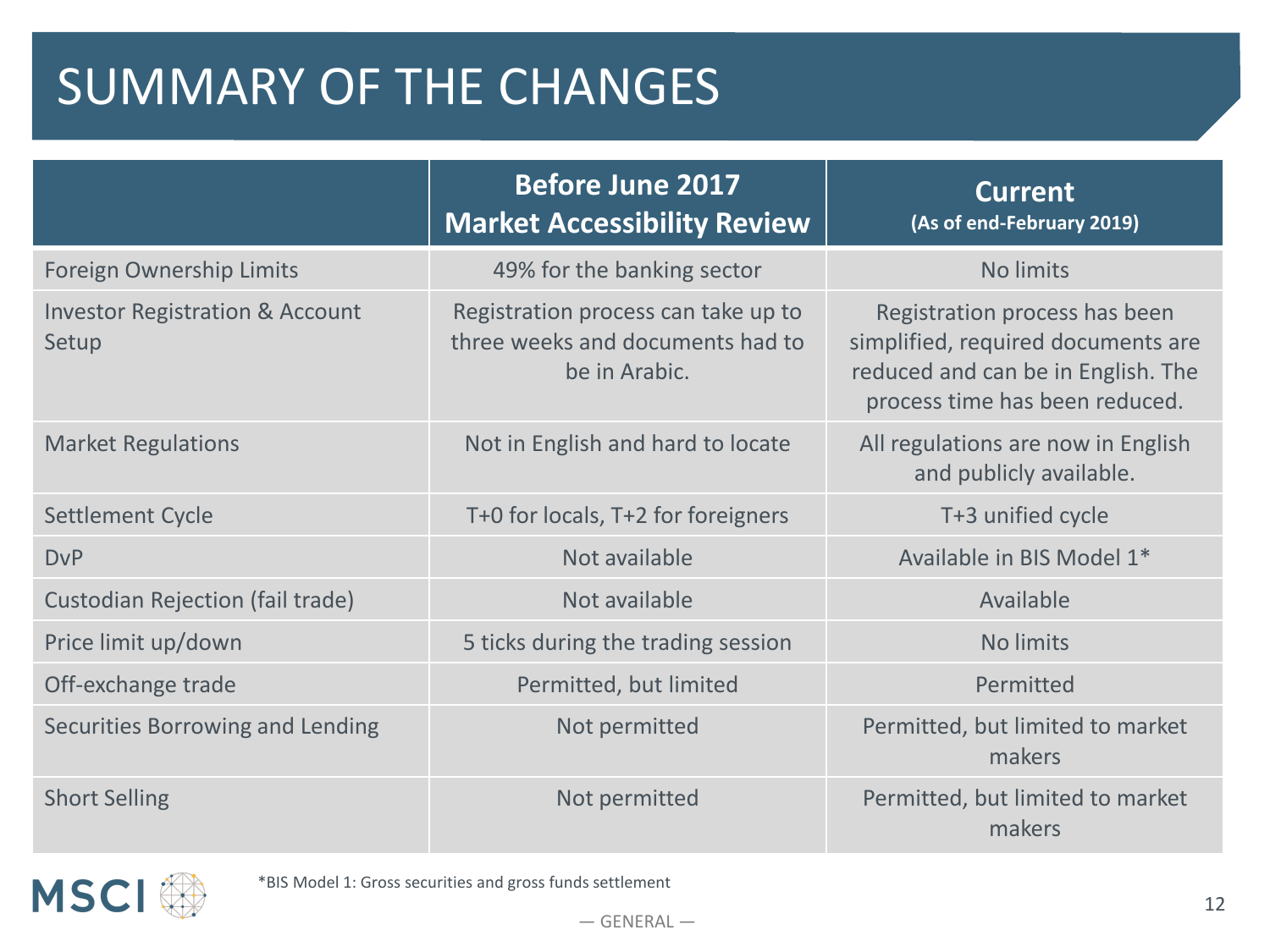# SUMMARY OF THE CHANGES

| | Before June 2017 Market Accessibility Review | Current (As of end-February 2019) |
|---|---|---|
| Foreign Ownership Limits | 49% for the banking sector | No limits |
| Investor Registration & Account Setup | Registration process can take up to three weeks and documents had to be in Arabic. | Registration process has been simplified, required documents are reduced and can be in English. The process time has been reduced. |
| Market Regulations | Not in English and hard to locate | All regulations are now in English and publicly available. |
| Settlement Cycle | T+0 for locals, T+2 for foreigners | T+3 unified cycle |
| DvP | Not available | Available in BIS Model 1* |
| Custodian Rejection (fail trade) | Not available | Available |
| Price limit up/down | 5 ticks during the trading session | No limits |
| Off-exchange trade | Permitted, but limited | Permitted |
| Securities Borrowing and Lending | Not permitted | Permitted, but limited to market makers |
| Short Selling | Not permitted | Permitted, but limited to market makers |

*BIS Model 1: Gross securities and gross funds settlement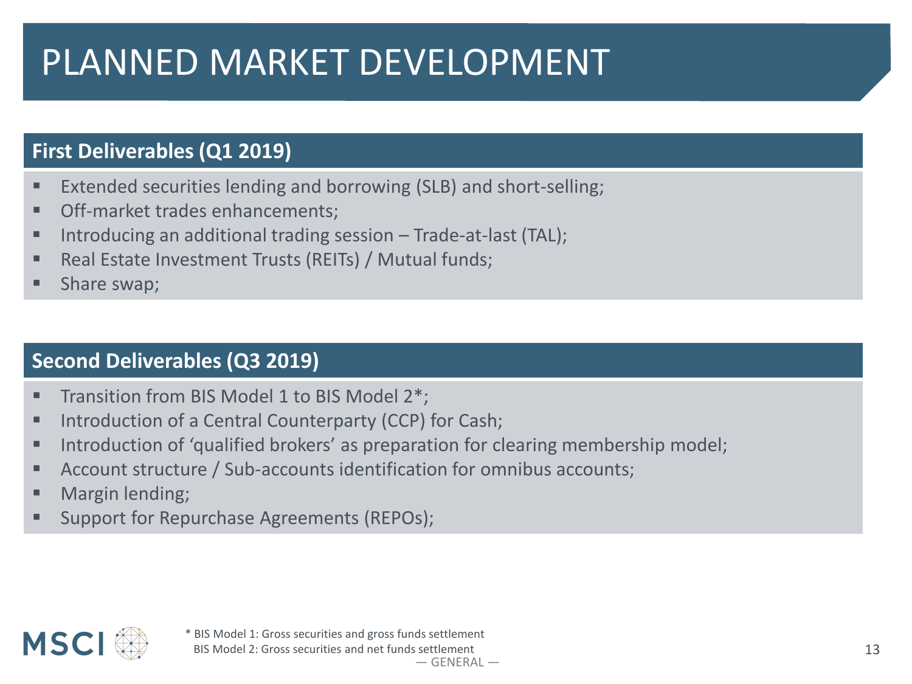# PLANNED MARKET DEVELOPMENT

## First Deliverables (Q1 2019)

- Extended securities lending and borrowing (SLB) and short-selling;
- Off-market trades enhancements;
- Introducing an additional trading session – Trade-at-last (TAL);
- Real Estate Investment Trusts (REITs) / Mutual funds;
- Share swap;

## Second Deliverables (Q3 2019)

- Transition from BIS Model 1 to BIS Model 2*;
- Introduction of a Central Counterparty (CCP) for Cash;
- Introduction of 'qualified brokers' as preparation for clearing membership model;
- Account structure / Sub-accounts identification for omnibus accounts;
- Margin lending;
- Support for Repurchase Agreements (REPOs);

\* BIS Model 1: Gross securities and gross funds settlement
BIS Model 2: Gross securities and net funds settlement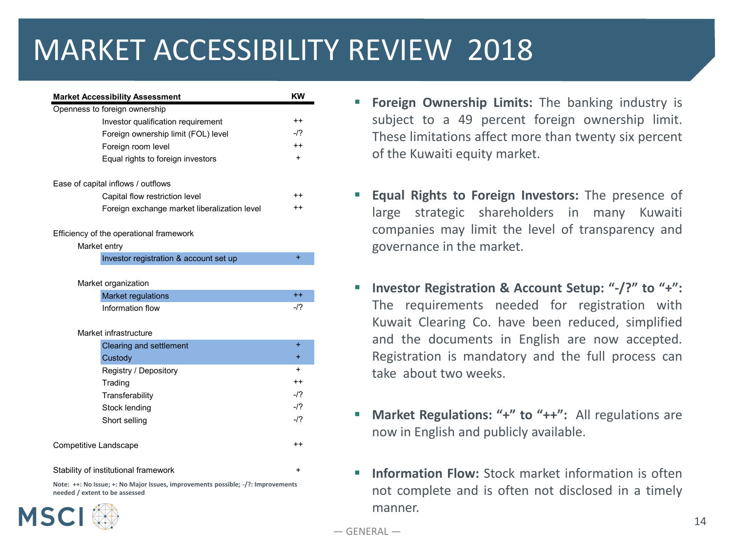# MARKET ACCESSIBILITY REVIEW 2018

| Market Accessibility Assessment | KW |
|---|---|
| Openness to foreign ownership | |
| Investor qualification requirement | ++ |
| Foreign ownership limit (FOL) level | -/? |
| Foreign room level | ++ |
| Equal rights to foreign investors | + |
| Ease of capital inflows / outflows | |
| Capital flow restriction level | ++ |
| Foreign exchange market liberalization level | ++ |
| Efficiency of the operational framework | |
| Market entry | |
| Investor registration & account set up | + |
| Market organization | |
| Market regulations | ++ |
| Information flow | -/? |
| Market infrastructure | |
| Clearing and settlement | + |
| Custody | + |
| Registry / Depository | + |
| Trading | ++ |
| Transferability | -/? |
| Stock lending | -/? |
| Short selling | -/? |
| Competitive Landscape | ++ |
| Stability of institutional framework | + |

Note: ++: No Issue; +: No Major Issues, improvements possible; -/?: Improvements needed / extent to be assessed

- **Foreign Ownership Limits:** The banking industry is subject to a 49 percent foreign ownership limit. These limitations affect more than twenty six percent of the Kuwaiti equity market.
- **Equal Rights to Foreign Investors:** The presence of large strategic shareholders in many Kuwaiti companies may limit the level of transparency and governance in the market.
- **Investor Registration & Account Setup: "-/?" to "+":** The requirements needed for registration with Kuwait Clearing Co. have been reduced, simplified and the documents in English are now accepted. Registration is mandatory and the full process can take about two weeks.
- **Market Regulations: "+" to "++":** All regulations are now in English and publicly available.
- **Information Flow:** Stock market information is often not complete and is often not disclosed in a timely manner.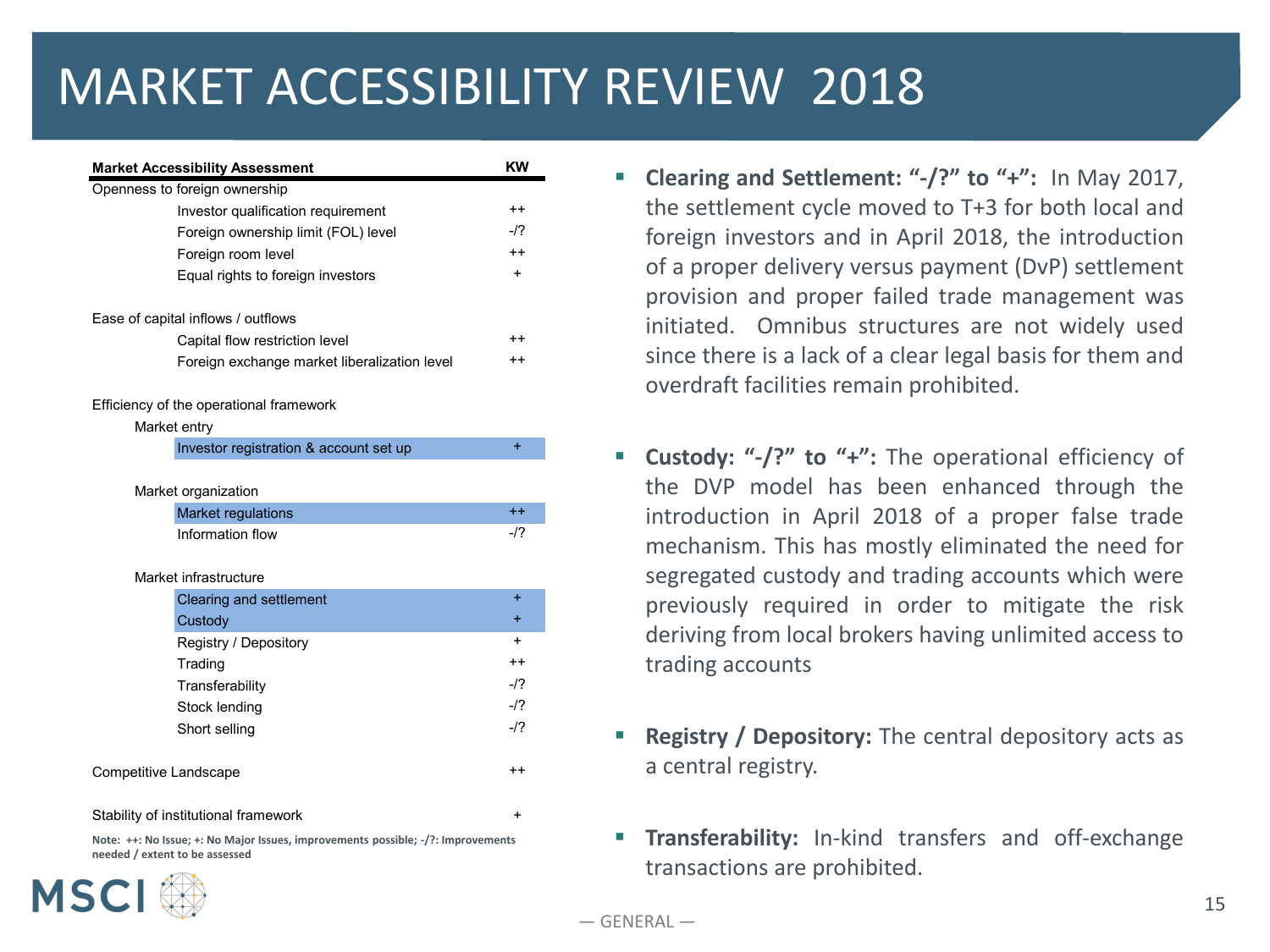# MARKET ACCESSIBILITY REVIEW 2018

| Market Accessibility Assessment | KW |
|---|---|
| Openness to foreign ownership | |
| Investor qualification requirement | ++ |
| Foreign ownership limit (FOL) level | -/? |
| Foreign room level | ++ |
| Equal rights to foreign investors | + |
| Ease of capital inflows / outflows | |
| Capital flow restriction level | ++ |
| Foreign exchange market liberalization level | ++ |
| Efficiency of the operational framework | |
| Market entry | |
| Investor registration & account set up | + |
| Market organization | |
| Market regulations | ++ |
| Information flow | -/? |
| Market infrastructure | |
| Clearing and settlement | + |
| Custody | + |
| Registry / Depository | + |
| Trading | ++ |
| Transferability | -/? |
| Stock lending | -/? |
| Short selling | -/? |
| Competitive Landscape | ++ |
| Stability of institutional framework | + |

**Note: ++: No Issue; +: No Major Issues, improvements possible; -/?: Improvements needed / extent to be assessed**

- **Clearing and Settlement: "-/?" to "+":** In May 2017, the settlement cycle moved to T+3 for both local and foreign investors and in April 2018, the introduction of a proper delivery versus payment (DvP) settlement provision and proper failed trade management was initiated. Omnibus structures are not widely used since there is a lack of a clear legal basis for them and overdraft facilities remain prohibited.

- **Custody: "-/?" to "+":** The operational efficiency of the DVP model has been enhanced through the introduction in April 2018 of a proper false trade mechanism. This has mostly eliminated the need for segregated custody and trading accounts which were previously required in order to mitigate the risk deriving from local brokers having unlimited access to trading accounts

- **Registry / Depository:** The central depository acts as a central registry.

- **Transferability:** In-kind transfers and off-exchange transactions are prohibited.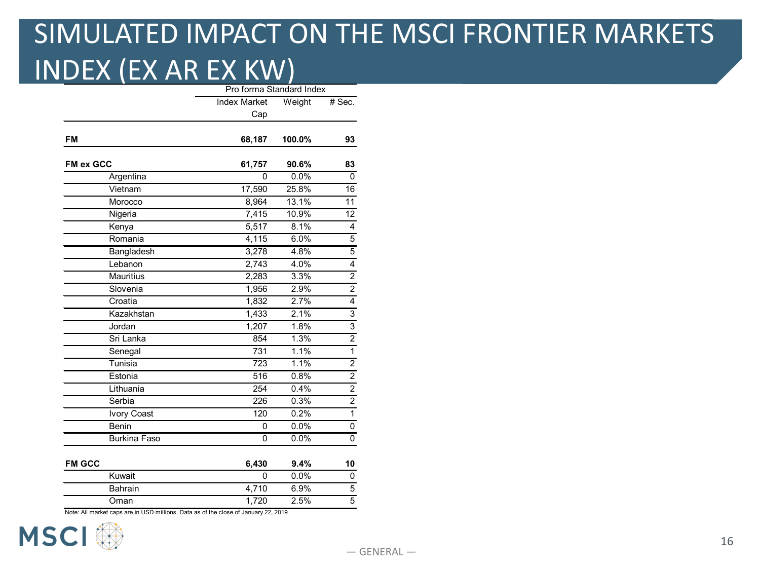# SIMULATED IMPACT ON THE MSCI FRONTIER MARKETS INDEX (EX AR EX KW)

| | Pro forma Standard Index | | |
|---|---|---|---|
| | Index Market Cap | Weight | # Sec. |
| **FM** | **68,187** | **100.0%** | **93** |
| **FM ex GCC** | **61,757** | **90.6%** | **83** |
| Argentina | 0 | 0.0% | 0 |
| Vietnam | 17,590 | 25.8% | 16 |
| Morocco | 8,964 | 13.1% | 11 |
| Nigeria | 7,415 | 10.9% | 12 |
| Kenya | 5,517 | 8.1% | 4 |
| Romania | 4,115 | 6.0% | 5 |
| Bangladesh | 3,278 | 4.8% | 5 |
| Lebanon | 2,743 | 4.0% | 4 |
| Mauritius | 2,283 | 3.3% | 2 |
| Slovenia | 1,956 | 2.9% | 2 |
| Croatia | 1,832 | 2.7% | 4 |
| Kazakhstan | 1,433 | 2.1% | 3 |
| Jordan | 1,207 | 1.8% | 3 |
| Sri Lanka | 854 | 1.3% | 2 |
| Senegal | 731 | 1.1% | 1 |
| Tunisia | 723 | 1.1% | 2 |
| Estonia | 516 | 0.8% | 2 |
| Lithuania | 254 | 0.4% | 2 |
| Serbia | 226 | 0.3% | 2 |
| Ivory Coast | 120 | 0.2% | 1 |
| Benin | 0 | 0.0% | 0 |
| Burkina Faso | 0 | 0.0% | 0 |
| **FM GCC** | **6,430** | **9.4%** | **10** |
| Kuwait | 0 | 0.0% | 0 |
| Bahrain | 4,710 | 6.9% | 5 |
| Oman | 1,720 | 2.5% | 5 |

Note: All market caps are in USD millions. Data as of the close of January 22, 2019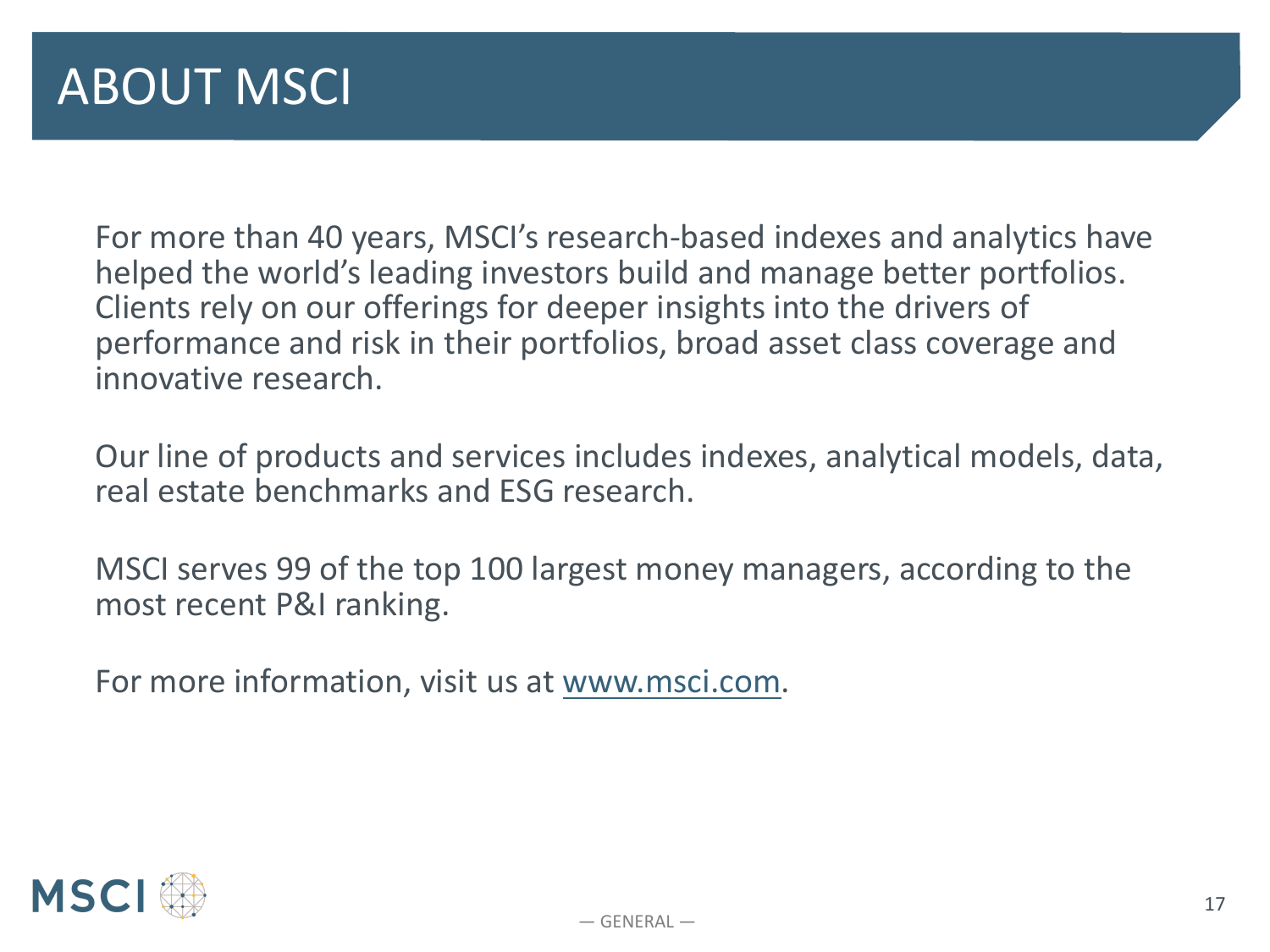# ABOUT MSCI

For more than 40 years, MSCI's research-based indexes and analytics have helped the world's leading investors build and manage better portfolios. Clients rely on our offerings for deeper insights into the drivers of performance and risk in their portfolios, broad asset class coverage and innovative research.

Our line of products and services includes indexes, analytical models, data, real estate benchmarks and ESG research.

MSCI serves 99 of the top 100 largest money managers, according to the most recent P&I ranking.

For more information, visit us at www.msci.com.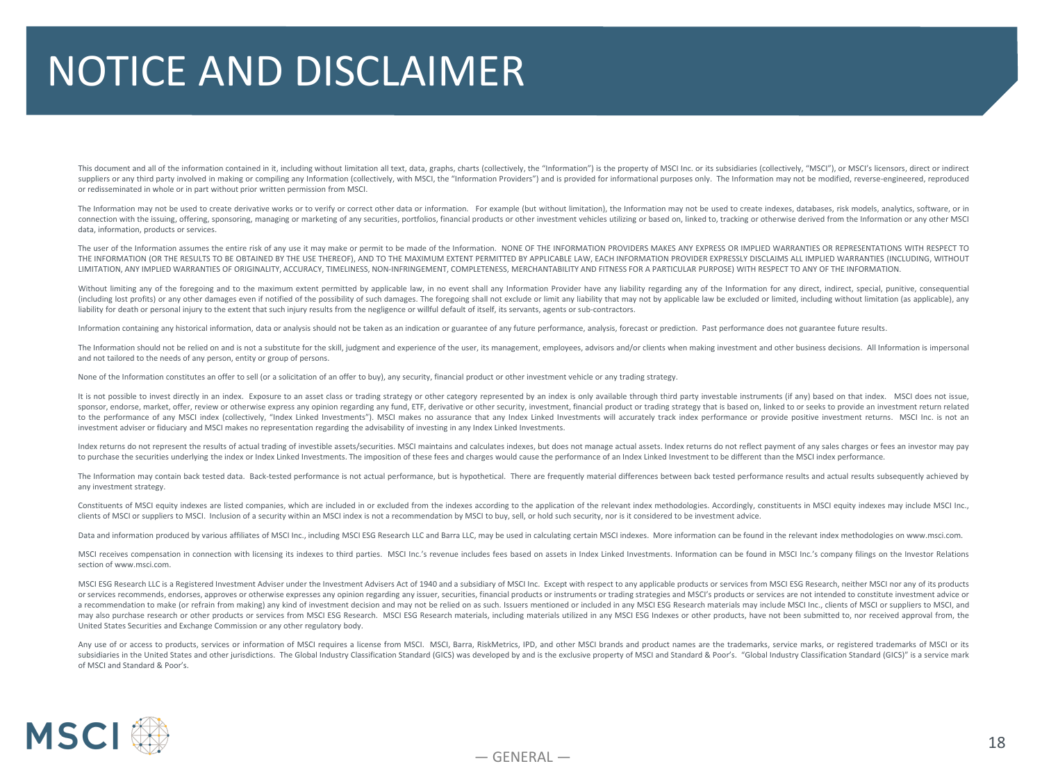# NOTICE AND DISCLAIMER

This document and all of the information contained in it, including without limitation all text, data, graphs, charts (collectively, the "Information") is the property of MSCI Inc. or its subsidiaries (collectively, "MSCI"), or MSCI's licensors, direct or indirect suppliers or any third party involved in making or compiling any Information (collectively, with MSCI, the "Information Providers") and is provided for informational purposes only. The Information may not be modified, reverse-engineered, reproduced or redisseminated in whole or in part without prior written permission from MSCI.

The Information may not be used to create derivative works or to verify or correct other data or information. For example (but without limitation), the Information may not be used to create indexes, databases, risk models, analytics, software, or in connection with the issuing, offering, sponsoring, managing or marketing of any securities, portfolios, financial products or other investment vehicles utilizing or based on, linked to, tracking or otherwise derived from the Information or any other MSCI data, information, products or services.

The user of the Information assumes the entire risk of any use it may make or permit to be made of the Information. NONE OF THE INFORMATION PROVIDERS MAKES ANY EXPRESS OR IMPLIED WARRANTIES OR REPRESENTATIONS WITH RESPECT TO THE INFORMATION (OR THE RESULTS TO BE OBTAINED BY THE USE THEREOF), AND TO THE MAXIMUM EXTENT PERMITTED BY APPLICABLE LAW, EACH INFORMATION PROVIDER EXPRESSLY DISCLAIMS ALL IMPLIED WARRANTIES (INCLUDING, WITHOUT LIMITATION, ANY IMPLIED WARRANTIES OF ORIGINALITY, ACCURACY, TIMELINESS, NON-INFRINGEMENT, COMPLETENESS, MERCHANTABILITY AND FITNESS FOR A PARTICULAR PURPOSE) WITH RESPECT TO ANY OF THE INFORMATION.

Without limiting any of the foregoing and to the maximum extent permitted by applicable law, in no event shall any Information Provider have any liability regarding any of the Information for any direct, indirect, special, punitive, consequential (including lost profits) or any other damages even if notified of the possibility of such damages. The foregoing shall not exclude or limit any liability that may not by applicable law be excluded or limited, including without limitation (as applicable), any liability for death or personal injury to the extent that such injury results from the negligence or willful default of itself, its servants, agents or sub-contractors.

Information containing any historical information, data or analysis should not be taken as an indication or guarantee of any future performance, analysis, forecast or prediction. Past performance does not guarantee future results.

The Information should not be relied on and is not a substitute for the skill, judgment and experience of the user, its management, employees, advisors and/or clients when making investment and other business decisions. All Information is impersonal and not tailored to the needs of any person, entity or group of persons.

None of the Information constitutes an offer to sell (or a solicitation of an offer to buy), any security, financial product or other investment vehicle or any trading strategy.

It is not possible to invest directly in an index. Exposure to an asset class or trading strategy or other category represented by an index is only available through third party investable instruments (if any) based on that index. MSCI does not issue, sponsor, endorse, market, offer, review or otherwise express any opinion regarding any fund, ETF, derivative or other security, investment, financial product or trading strategy that is based on, linked to or seeks to provide an investment return related to the performance of any MSCI index (collectively, "Index Linked Investments"). MSCI makes no assurance that any Index Linked Investments will accurately track index performance or provide positive investment returns. MSCI Inc. is not an investment adviser or fiduciary and MSCI makes no representation regarding the advisability of investing in any Index Linked Investments.

Index returns do not represent the results of actual trading of investible assets/securities. MSCI maintains and calculates indexes, but does not manage actual assets. Index returns do not reflect payment of any sales charges or fees an investor may pay to purchase the securities underlying the index or Index Linked Investments. The imposition of these fees and charges would cause the performance of an Index Linked Investment to be different than the MSCI index performance.

The Information may contain back tested data. Back-tested performance is not actual performance, but is hypothetical. There are frequently material differences between back tested performance results and actual results subsequently achieved by any investment strategy.

Constituents of MSCI equity indexes are listed companies, which are included in or excluded from the indexes according to the application of the relevant index methodologies. Accordingly, constituents in MSCI equity indexes may include MSCI Inc., clients of MSCI or suppliers to MSCI. Inclusion of a security within an MSCI index is not a recommendation by MSCI to buy, sell, or hold such security, nor is it considered to be investment advice.

Data and information produced by various affiliates of MSCI Inc., including MSCI ESG Research LLC and Barra LLC, may be used in calculating certain MSCI indexes. More information can be found in the relevant index methodologies on www.msci.com.

MSCI receives compensation in connection with licensing its indexes to third parties. MSCI Inc.'s revenue includes fees based on assets in Index Linked Investments. Information can be found in MSCI Inc.'s company filings on the Investor Relations section of www.msci.com.

MSCI ESG Research LLC is a Registered Investment Adviser under the Investment Advisers Act of 1940 and a subsidiary of MSCI Inc. Except with respect to any applicable products or services from MSCI ESG Research, neither MSCI nor any of its products or services recommends, endorses, approves or otherwise expresses any opinion regarding any issuer, securities, financial products or instruments or trading strategies and MSCI's products or services are not intended to constitute investment advice or a recommendation to make (or refrain from making) any kind of investment decision and may not be relied on as such. Issuers mentioned or included in any MSCI ESG Research materials may include MSCI Inc., clients of MSCI or suppliers to MSCI, and may also purchase research or other products or services from MSCI ESG Research. MSCI ESG Research materials, including materials utilized in any MSCI ESG Indexes or other products, have not been submitted to, nor received approval from, the United States Securities and Exchange Commission or any other regulatory body.

Any use of or access to products, services or information of MSCI requires a license from MSCI. MSCI, Barra, RiskMetrics, IPD, and other MSCI brands and product names are the trademarks, service marks, or registered trademarks of MSCI or its subsidiaries in the United States and other jurisdictions. The Global Industry Classification Standard (GICS) was developed by and is the exclusive property of MSCI and Standard & Poor's. "Global Industry Classification Standard (GICS)" is a service mark of MSCI and Standard & Poor's.